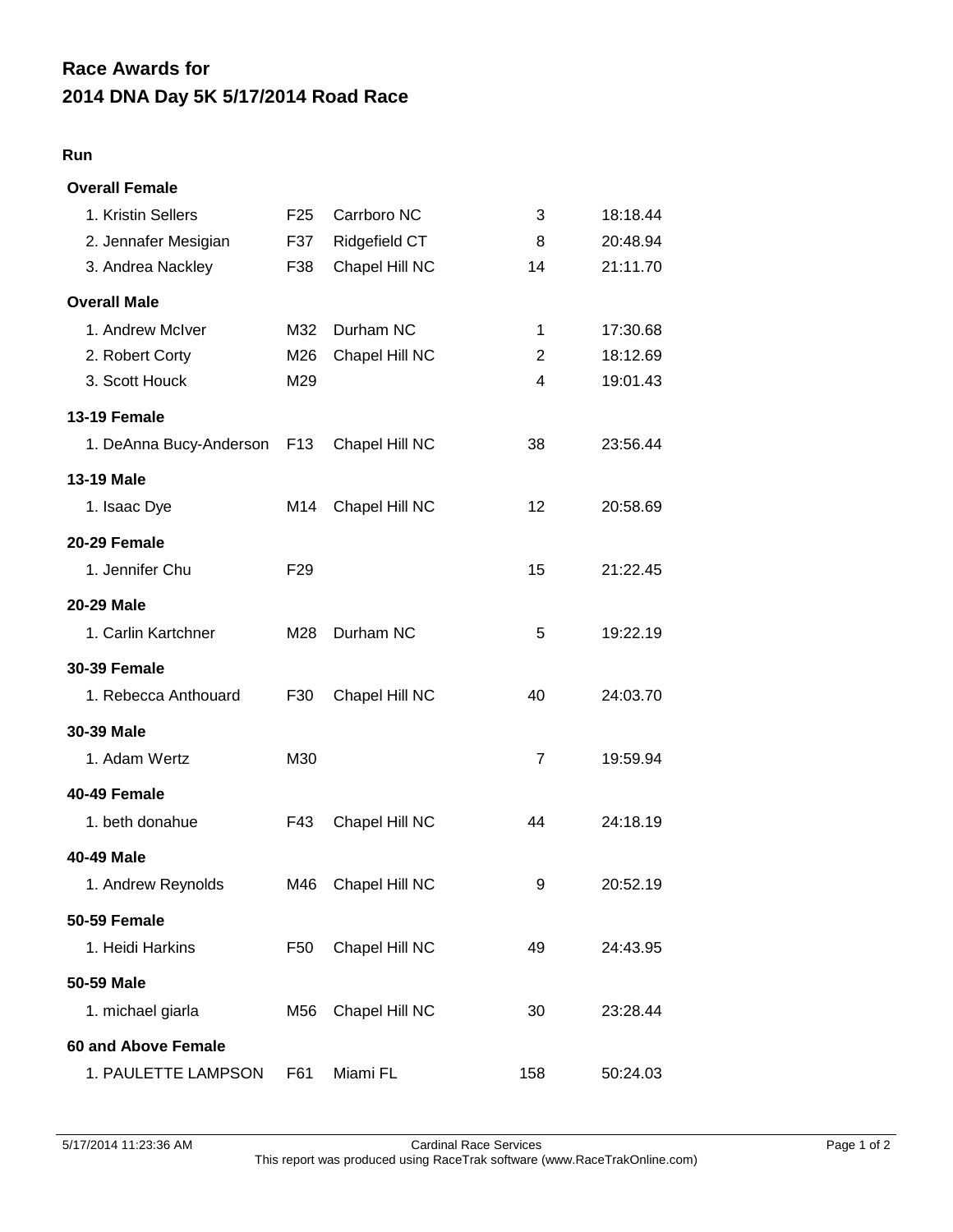# Race Awards for
# 2014 DNA Day 5K 5/17/2014 Road Race

### Run

**Overall Female**

| | | | | |
|---|---|---|---|---|
| 1. Kristin Sellers | F25 | Carrboro NC | 3 | 18:18.44 |
| 2. Jennafer Mesigian | F37 | Ridgefield CT | 8 | 20:48.94 |
| 3. Andrea Nackley | F38 | Chapel Hill NC | 14 | 21:11.70 |

**Overall Male**

| | | | | |
|---|---|---|---|---|
| 1. Andrew McIver | M32 | Durham NC | 1 | 17:30.68 |
| 2. Robert Corty | M26 | Chapel Hill NC | 2 | 18:12.69 |
| 3. Scott Houck | M29 | | 4 | 19:01.43 |

**13-19 Female**

| | | | | |
|---|---|---|---|---|
| 1. DeAnna Bucy-Anderson | F13 | Chapel Hill NC | 38 | 23:56.44 |

**13-19 Male**

| | | | | |
|---|---|---|---|---|
| 1. Isaac Dye | M14 | Chapel Hill NC | 12 | 20:58.69 |

**20-29 Female**

| | | | | |
|---|---|---|---|---|
| 1. Jennifer Chu | F29 | | 15 | 21:22.45 |

**20-29 Male**

| | | | | |
|---|---|---|---|---|
| 1. Carlin Kartchner | M28 | Durham NC | 5 | 19:22.19 |

**30-39 Female**

| | | | | |
|---|---|---|---|---|
| 1. Rebecca Anthouard | F30 | Chapel Hill NC | 40 | 24:03.70 |

**30-39 Male**

| | | | | |
|---|---|---|---|---|
| 1. Adam Wertz | M30 | | 7 | 19:59.94 |

**40-49 Female**

| | | | | |
|---|---|---|---|---|
| 1. beth donahue | F43 | Chapel Hill NC | 44 | 24:18.19 |

**40-49 Male**

| | | | | |
|---|---|---|---|---|
| 1. Andrew Reynolds | M46 | Chapel Hill NC | 9 | 20:52.19 |

**50-59 Female**

| | | | | |
|---|---|---|---|---|
| 1. Heidi Harkins | F50 | Chapel Hill NC | 49 | 24:43.95 |

**50-59 Male**

| | | | | |
|---|---|---|---|---|
| 1. michael giarla | M56 | Chapel Hill NC | 30 | 23:28.44 |

**60 and Above Female**

| | | | | |
|---|---|---|---|---|
| 1. PAULETTE LAMPSON | F61 | Miami FL | 158 | 50:24.03 |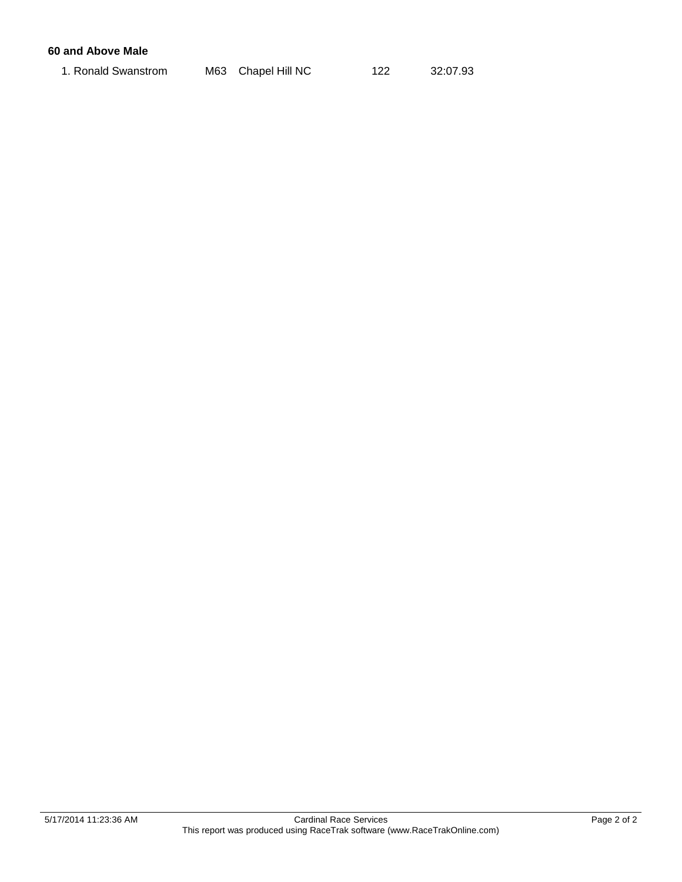### 60 and Above Male

| | | | | |
|---|---|---|---|---|
| 1. Ronald Swanstrom | M63 | Chapel Hill NC | 122 | 32:07.93 |